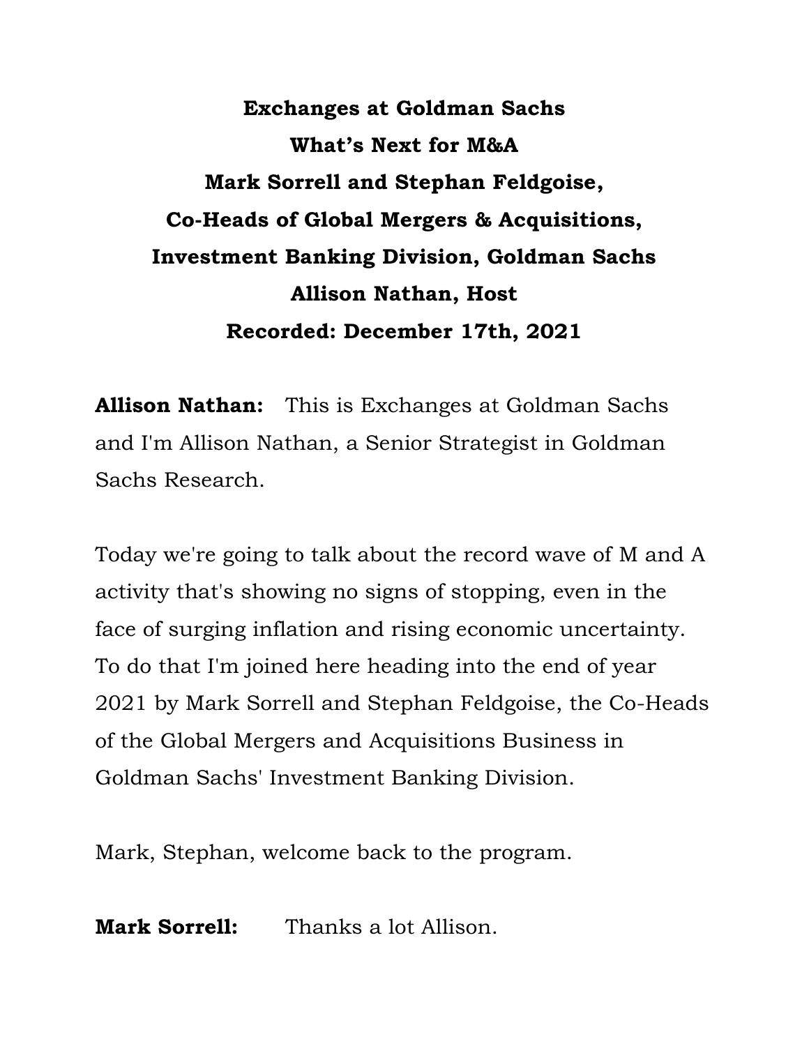# Exchanges at Goldman Sachs

## What's Next for M&A

**Mark Sorrell and Stephan Feldgoise,**
**Co-Heads of Global Mergers & Acquisitions,**
**Investment Banking Division, Goldman Sachs**
**Allison Nathan, Host**
**Recorded: December 17th, 2021**

**Allison Nathan:** This is Exchanges at Goldman Sachs and I'm Allison Nathan, a Senior Strategist in Goldman Sachs Research.

Today we're going to talk about the record wave of M and A activity that's showing no signs of stopping, even in the face of surging inflation and rising economic uncertainty. To do that I'm joined here heading into the end of year 2021 by Mark Sorrell and Stephan Feldgoise, the Co-Heads of the Global Mergers and Acquisitions Business in Goldman Sachs' Investment Banking Division.

Mark, Stephan, welcome back to the program.

**Mark Sorrell:** Thanks a lot Allison.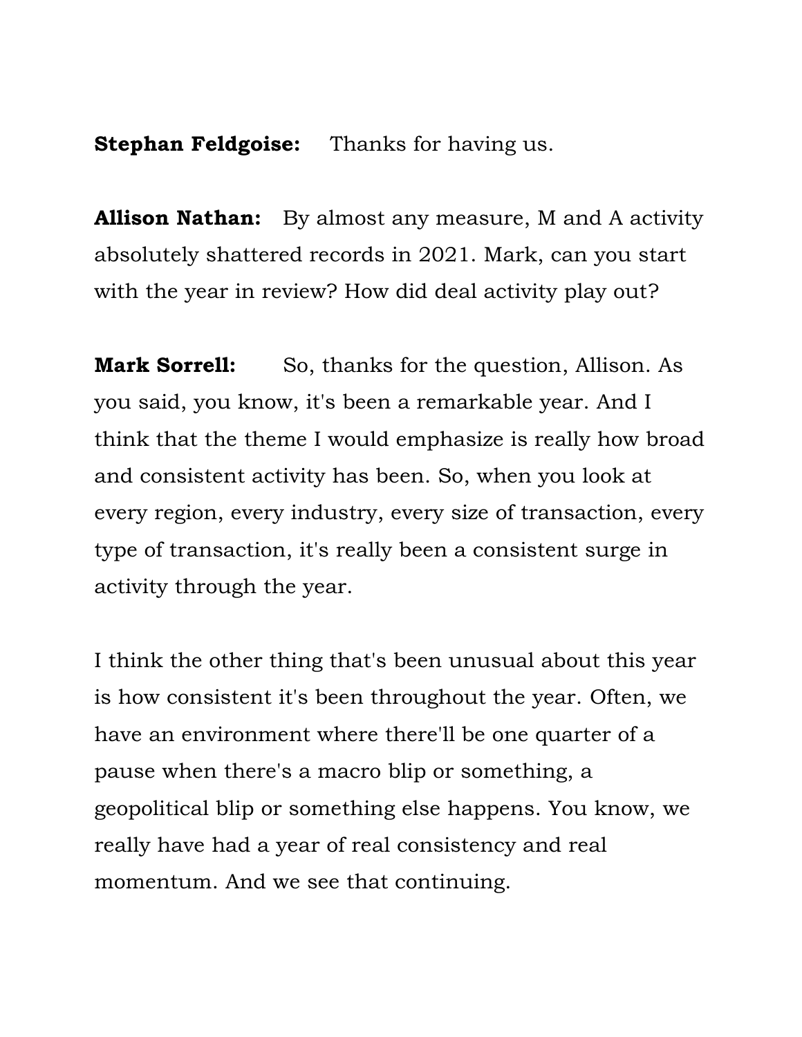**Stephan Feldgoise:** Thanks for having us.

**Allison Nathan:** By almost any measure, M and A activity absolutely shattered records in 2021. Mark, can you start with the year in review? How did deal activity play out?

**Mark Sorrell:** So, thanks for the question, Allison. As you said, you know, it's been a remarkable year. And I think that the theme I would emphasize is really how broad and consistent activity has been. So, when you look at every region, every industry, every size of transaction, every type of transaction, it's really been a consistent surge in activity through the year.

I think the other thing that's been unusual about this year is how consistent it's been throughout the year. Often, we have an environment where there'll be one quarter of a pause when there's a macro blip or something, a geopolitical blip or something else happens. You know, we really have had a year of real consistency and real momentum. And we see that continuing.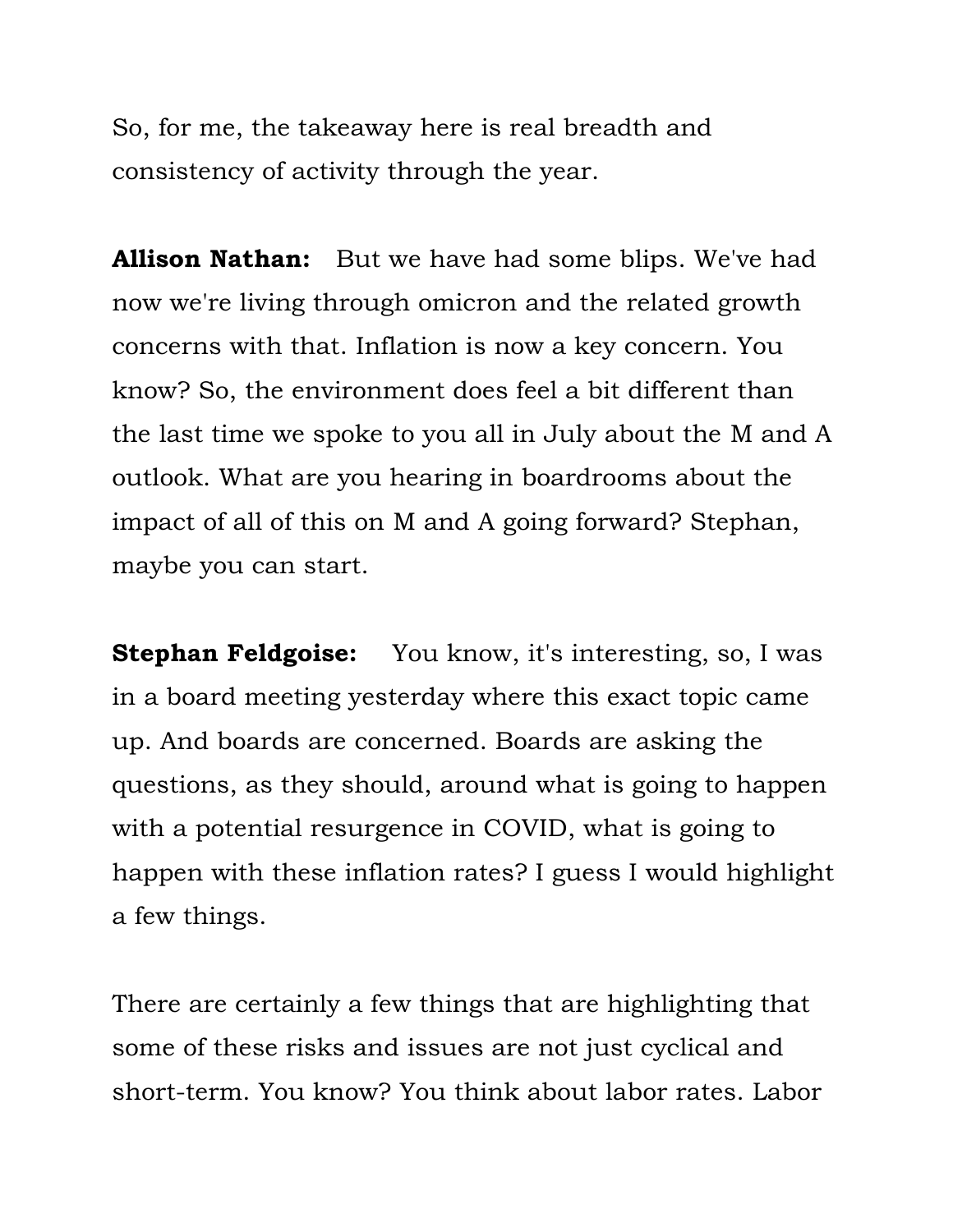So, for me, the takeaway here is real breadth and consistency of activity through the year.

**Allison Nathan:** But we have had some blips. We've had now we're living through omicron and the related growth concerns with that. Inflation is now a key concern. You know? So, the environment does feel a bit different than the last time we spoke to you all in July about the M and A outlook. What are you hearing in boardrooms about the impact of all of this on M and A going forward? Stephan, maybe you can start.

**Stephan Feldgoise:** You know, it's interesting, so, I was in a board meeting yesterday where this exact topic came up. And boards are concerned. Boards are asking the questions, as they should, around what is going to happen with a potential resurgence in COVID, what is going to happen with these inflation rates? I guess I would highlight a few things.

There are certainly a few things that are highlighting that some of these risks and issues are not just cyclical and short-term. You know? You think about labor rates. Labor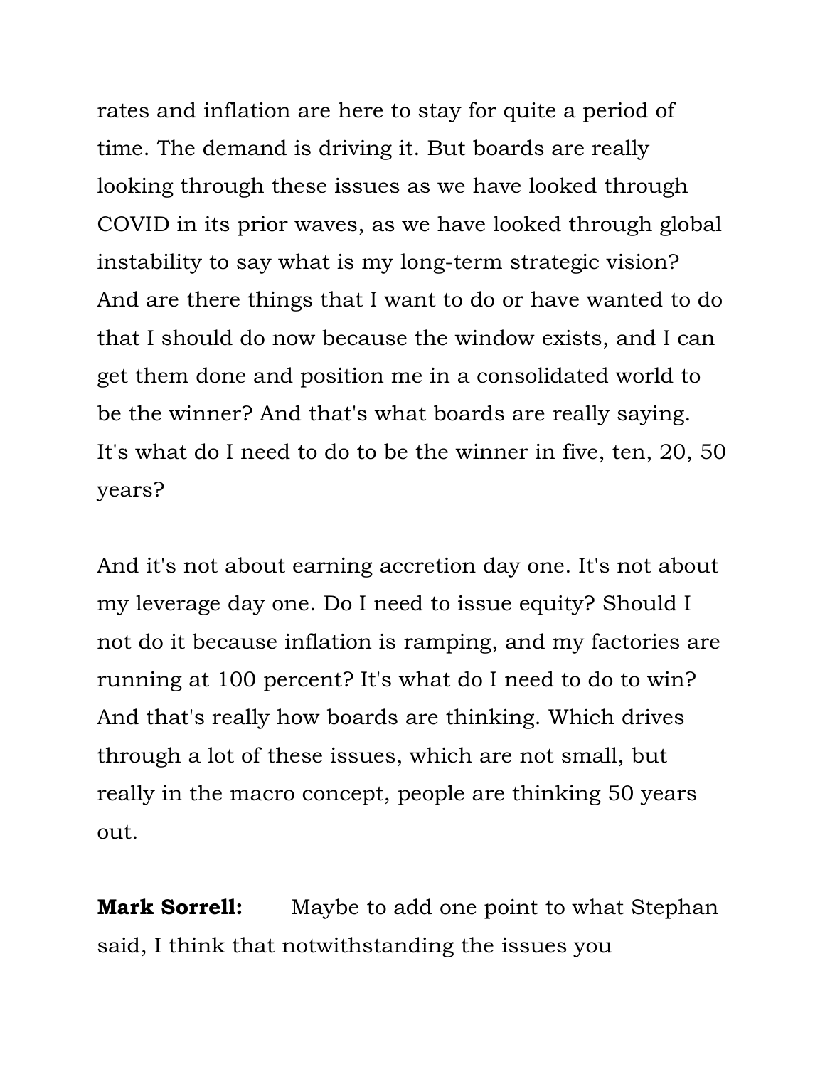rates and inflation are here to stay for quite a period of time. The demand is driving it. But boards are really looking through these issues as we have looked through COVID in its prior waves, as we have looked through global instability to say what is my long-term strategic vision? And are there things that I want to do or have wanted to do that I should do now because the window exists, and I can get them done and position me in a consolidated world to be the winner? And that's what boards are really saying. It's what do I need to do to be the winner in five, ten, 20, 50 years?

And it's not about earning accretion day one. It's not about my leverage day one. Do I need to issue equity? Should I not do it because inflation is ramping, and my factories are running at 100 percent? It's what do I need to do to win? And that's really how boards are thinking. Which drives through a lot of these issues, which are not small, but really in the macro concept, people are thinking 50 years out.

**Mark Sorrell:** Maybe to add one point to what Stephan said, I think that notwithstanding the issues you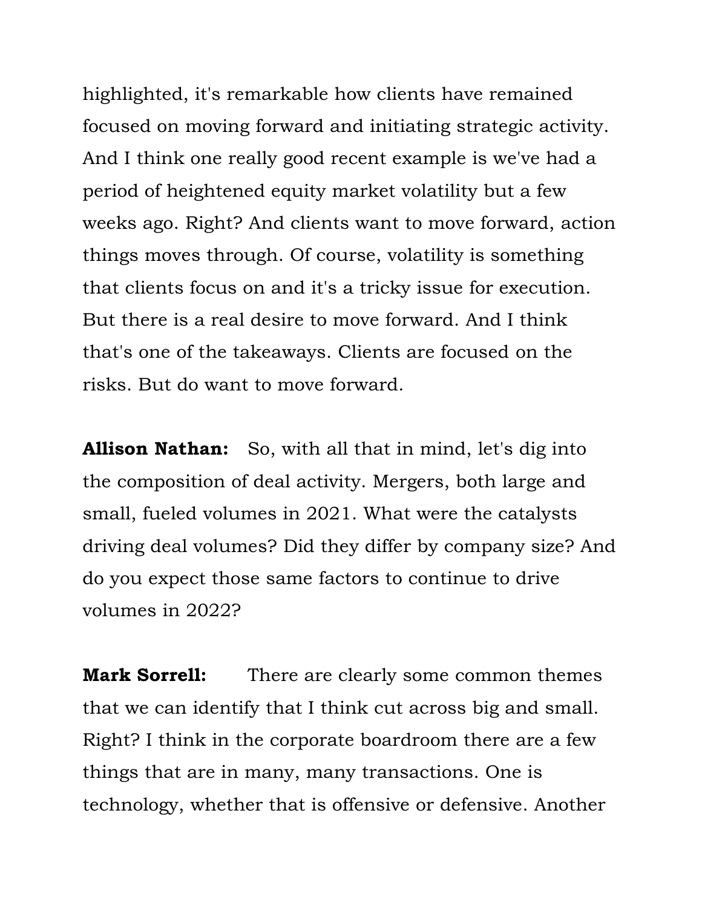highlighted, it's remarkable how clients have remained focused on moving forward and initiating strategic activity. And I think one really good recent example is we've had a period of heightened equity market volatility but a few weeks ago. Right? And clients want to move forward, action things moves through. Of course, volatility is something that clients focus on and it's a tricky issue for execution. But there is a real desire to move forward. And I think that's one of the takeaways. Clients are focused on the risks. But do want to move forward.

**Allison Nathan:** So, with all that in mind, let's dig into the composition of deal activity. Mergers, both large and small, fueled volumes in 2021. What were the catalysts driving deal volumes? Did they differ by company size? And do you expect those same factors to continue to drive volumes in 2022?

**Mark Sorrell:** There are clearly some common themes that we can identify that I think cut across big and small. Right? I think in the corporate boardroom there are a few things that are in many, many transactions. One is technology, whether that is offensive or defensive. Another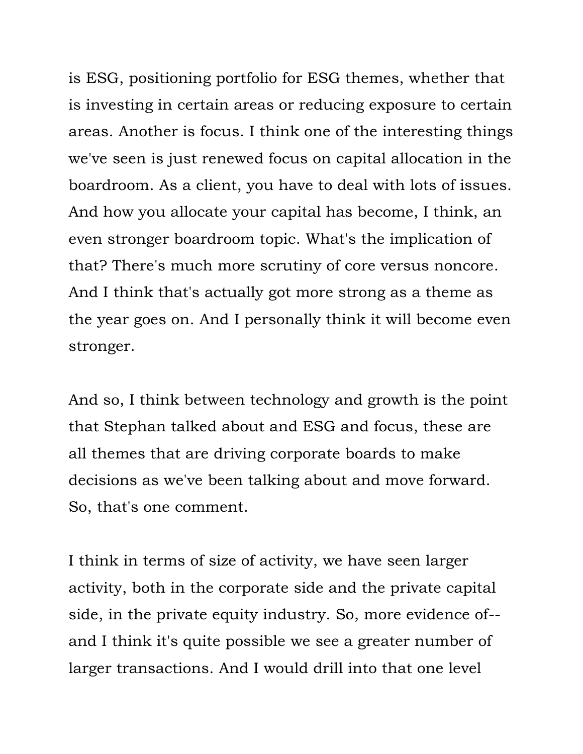is ESG, positioning portfolio for ESG themes, whether that is investing in certain areas or reducing exposure to certain areas. Another is focus. I think one of the interesting things we've seen is just renewed focus on capital allocation in the boardroom. As a client, you have to deal with lots of issues. And how you allocate your capital has become, I think, an even stronger boardroom topic. What's the implication of that? There's much more scrutiny of core versus noncore. And I think that's actually got more strong as a theme as the year goes on. And I personally think it will become even stronger.

And so, I think between technology and growth is the point that Stephan talked about and ESG and focus, these are all themes that are driving corporate boards to make decisions as we've been talking about and move forward. So, that's one comment.

I think in terms of size of activity, we have seen larger activity, both in the corporate side and the private capital side, in the private equity industry. So, more evidence of-- and I think it's quite possible we see a greater number of larger transactions. And I would drill into that one level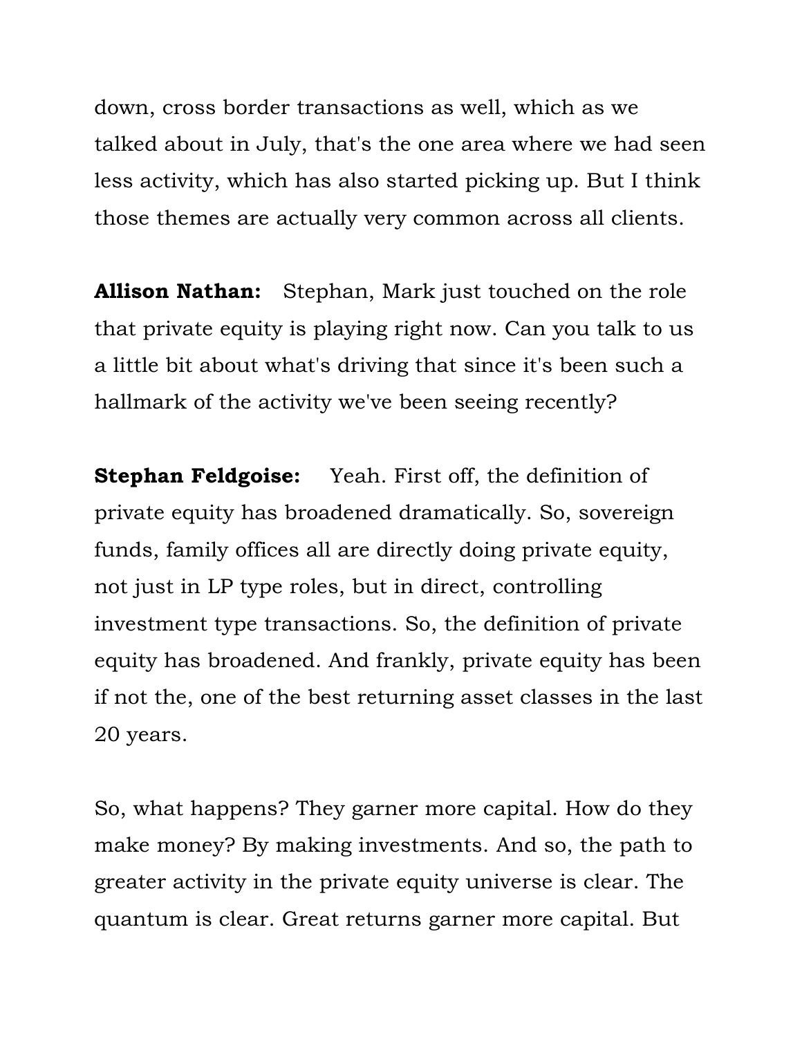down, cross border transactions as well, which as we talked about in July, that's the one area where we had seen less activity, which has also started picking up. But I think those themes are actually very common across all clients.

**Allison Nathan:** Stephan, Mark just touched on the role that private equity is playing right now. Can you talk to us a little bit about what's driving that since it's been such a hallmark of the activity we've been seeing recently?

**Stephan Feldgoise:** Yeah. First off, the definition of private equity has broadened dramatically. So, sovereign funds, family offices all are directly doing private equity, not just in LP type roles, but in direct, controlling investment type transactions. So, the definition of private equity has broadened. And frankly, private equity has been if not the, one of the best returning asset classes in the last 20 years.

So, what happens? They garner more capital. How do they make money? By making investments. And so, the path to greater activity in the private equity universe is clear. The quantum is clear. Great returns garner more capital. But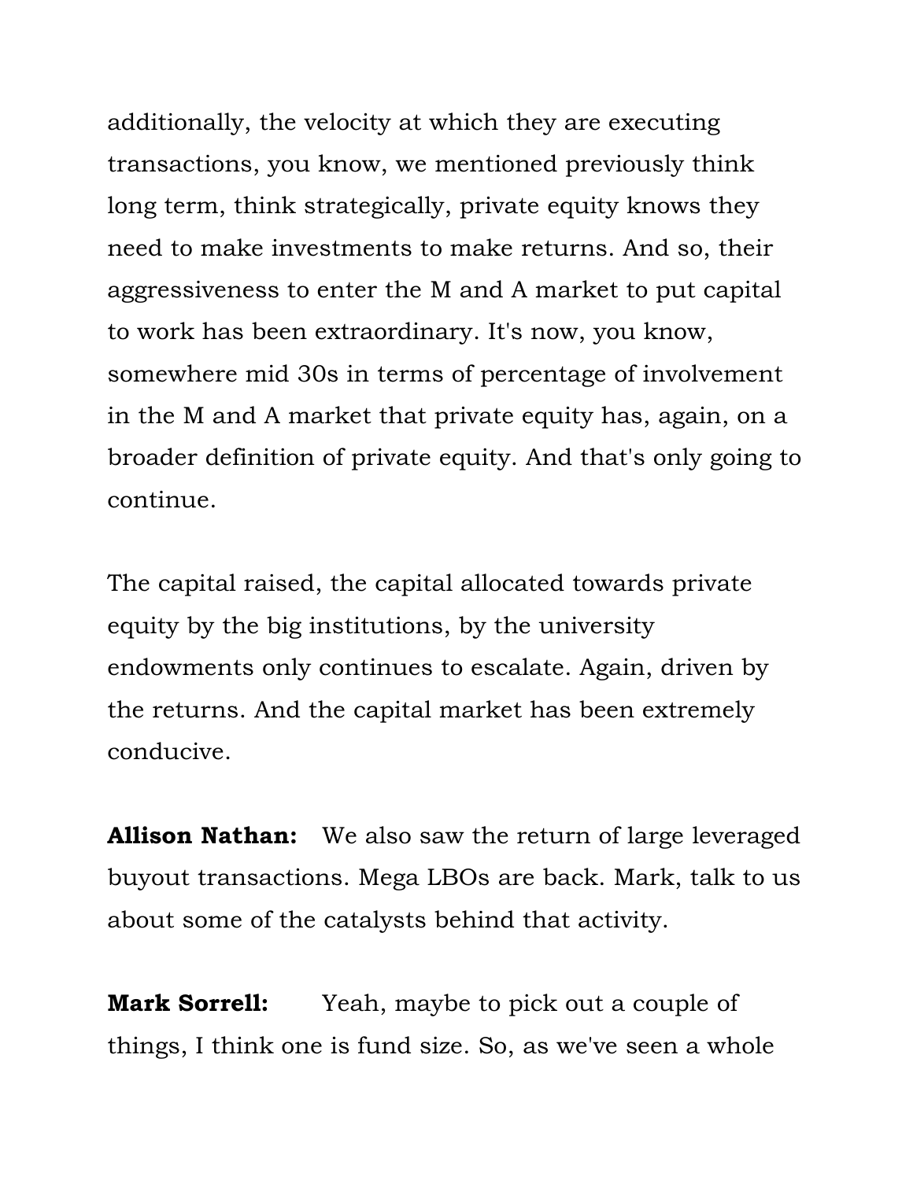additionally, the velocity at which they are executing transactions, you know, we mentioned previously think long term, think strategically, private equity knows they need to make investments to make returns. And so, their aggressiveness to enter the M and A market to put capital to work has been extraordinary. It's now, you know, somewhere mid 30s in terms of percentage of involvement in the M and A market that private equity has, again, on a broader definition of private equity. And that's only going to continue.

The capital raised, the capital allocated towards private equity by the big institutions, by the university endowments only continues to escalate. Again, driven by the returns. And the capital market has been extremely conducive.

**Allison Nathan:** We also saw the return of large leveraged buyout transactions. Mega LBOs are back. Mark, talk to us about some of the catalysts behind that activity.

**Mark Sorrell:** Yeah, maybe to pick out a couple of things, I think one is fund size. So, as we've seen a whole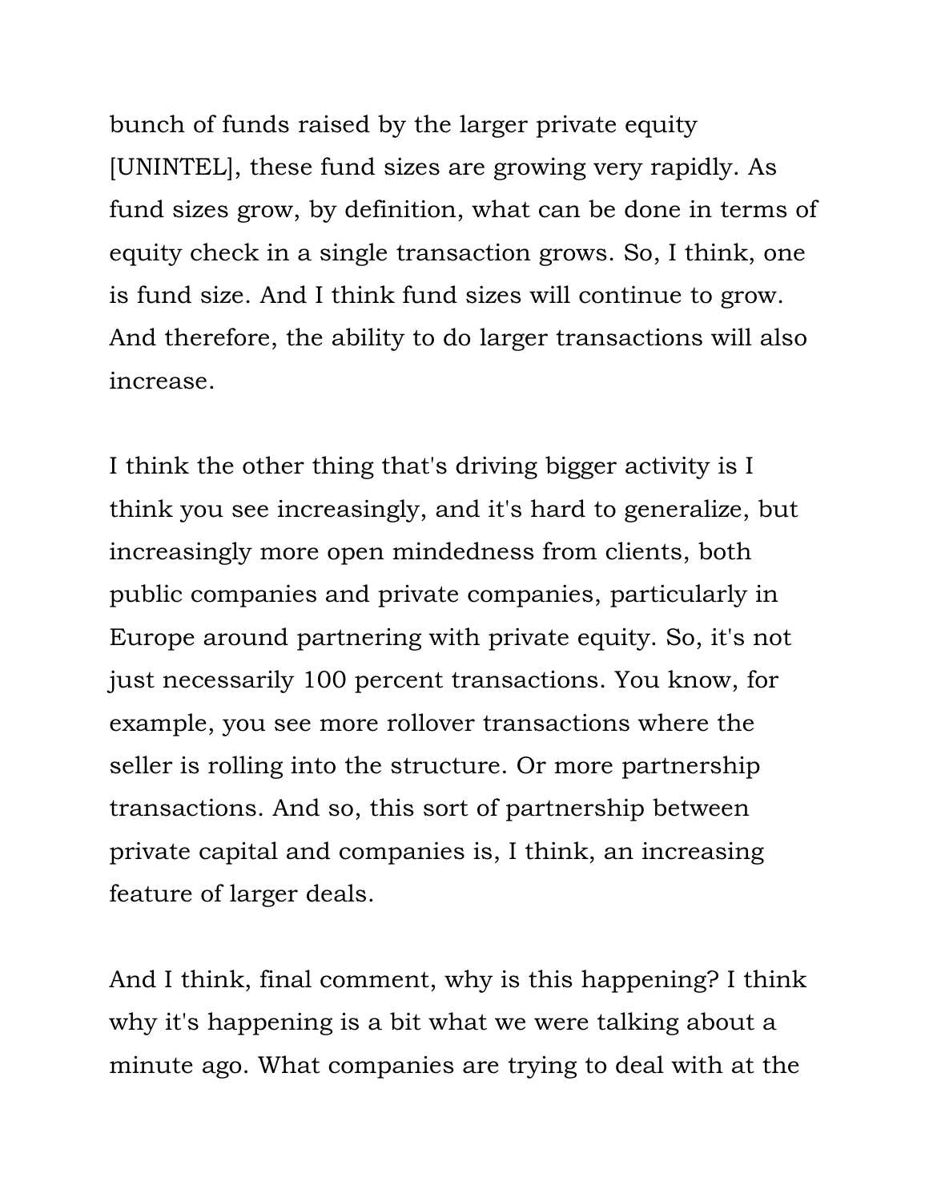bunch of funds raised by the larger private equity [UNINTEL], these fund sizes are growing very rapidly. As fund sizes grow, by definition, what can be done in terms of equity check in a single transaction grows. So, I think, one is fund size. And I think fund sizes will continue to grow. And therefore, the ability to do larger transactions will also increase.

I think the other thing that's driving bigger activity is I think you see increasingly, and it's hard to generalize, but increasingly more open mindedness from clients, both public companies and private companies, particularly in Europe around partnering with private equity. So, it's not just necessarily 100 percent transactions. You know, for example, you see more rollover transactions where the seller is rolling into the structure. Or more partnership transactions. And so, this sort of partnership between private capital and companies is, I think, an increasing feature of larger deals.

And I think, final comment, why is this happening? I think why it's happening is a bit what we were talking about a minute ago. What companies are trying to deal with at the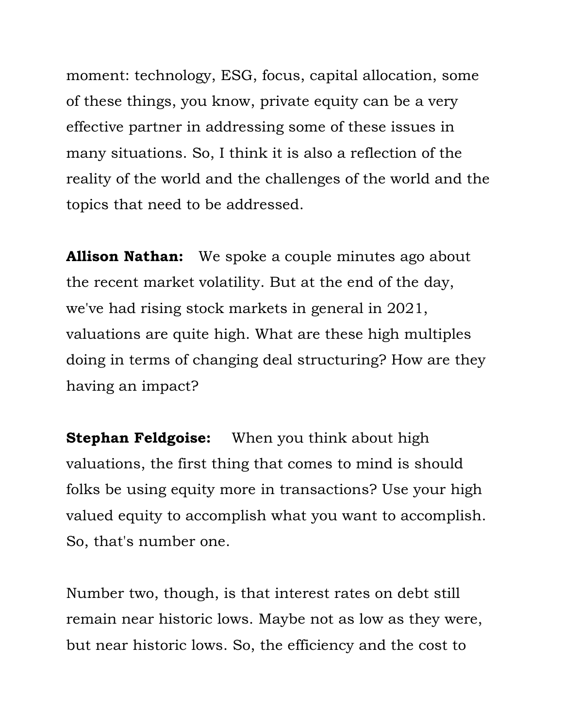moment: technology, ESG, focus, capital allocation, some of these things, you know, private equity can be a very effective partner in addressing some of these issues in many situations. So, I think it is also a reflection of the reality of the world and the challenges of the world and the topics that need to be addressed.

**Allison Nathan:** We spoke a couple minutes ago about the recent market volatility. But at the end of the day, we've had rising stock markets in general in 2021, valuations are quite high. What are these high multiples doing in terms of changing deal structuring? How are they having an impact?

**Stephan Feldgoise:** When you think about high valuations, the first thing that comes to mind is should folks be using equity more in transactions? Use your high valued equity to accomplish what you want to accomplish. So, that's number one.

Number two, though, is that interest rates on debt still remain near historic lows. Maybe not as low as they were, but near historic lows. So, the efficiency and the cost to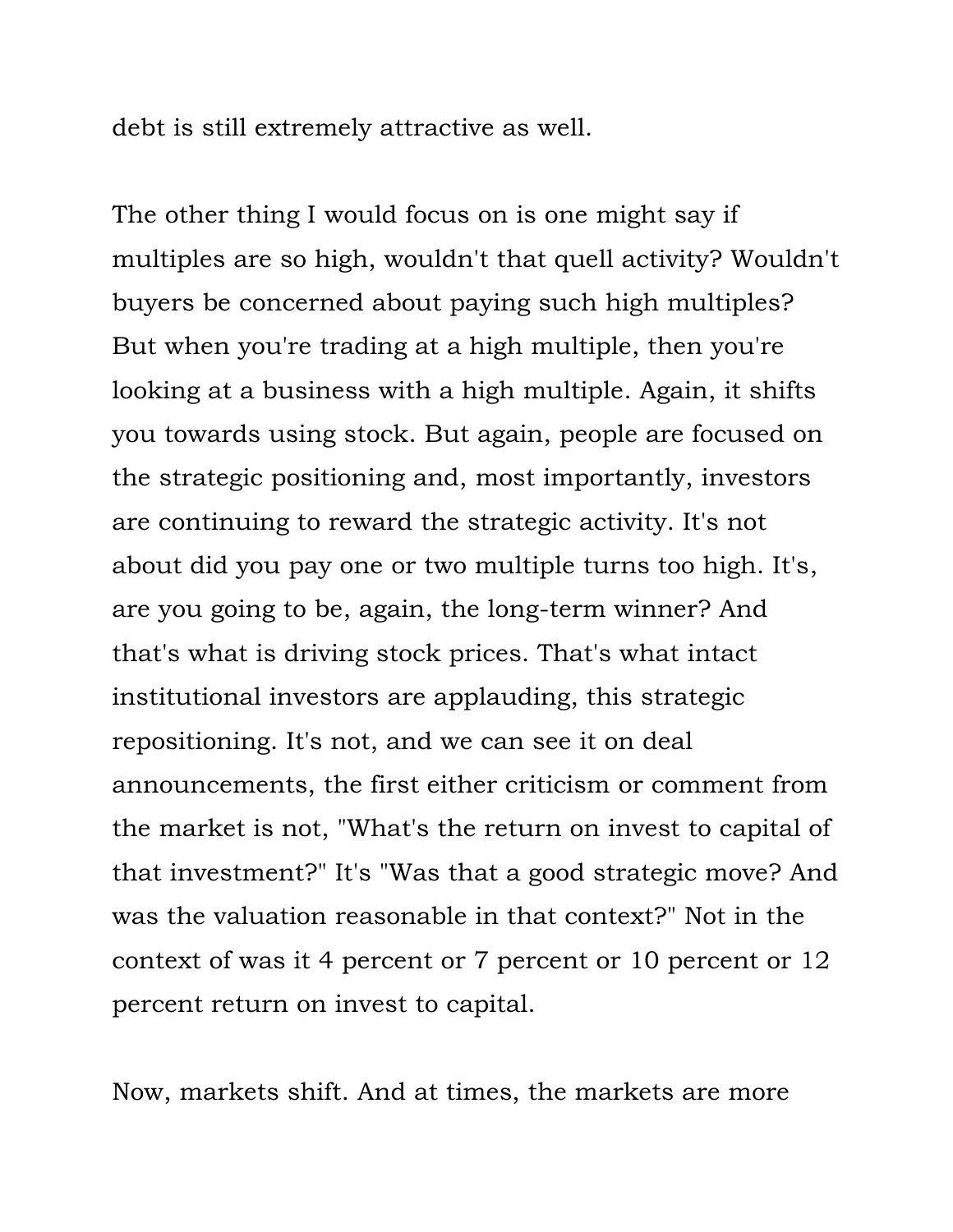debt is still extremely attractive as well.

The other thing I would focus on is one might say if multiples are so high, wouldn't that quell activity? Wouldn't buyers be concerned about paying such high multiples? But when you're trading at a high multiple, then you're looking at a business with a high multiple. Again, it shifts you towards using stock. But again, people are focused on the strategic positioning and, most importantly, investors are continuing to reward the strategic activity. It's not about did you pay one or two multiple turns too high. It's, are you going to be, again, the long-term winner? And that's what is driving stock prices. That's what intact institutional investors are applauding, this strategic repositioning. It's not, and we can see it on deal announcements, the first either criticism or comment from the market is not, "What's the return on invest to capital of that investment?" It's "Was that a good strategic move? And was the valuation reasonable in that context?" Not in the context of was it 4 percent or 7 percent or 10 percent or 12 percent return on invest to capital.

Now, markets shift. And at times, the markets are more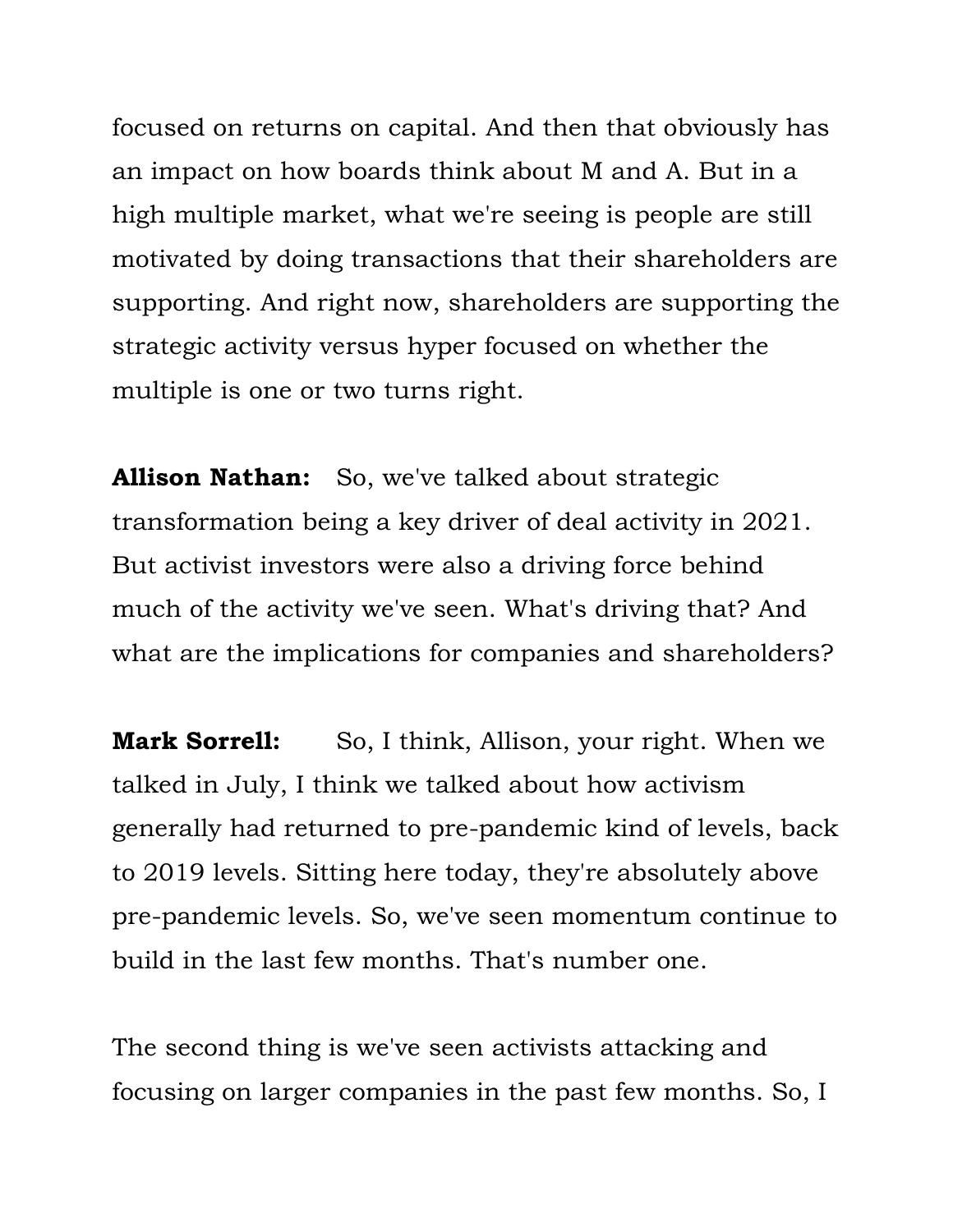focused on returns on capital. And then that obviously has an impact on how boards think about M and A. But in a high multiple market, what we're seeing is people are still motivated by doing transactions that their shareholders are supporting. And right now, shareholders are supporting the strategic activity versus hyper focused on whether the multiple is one or two turns right.

**Allison Nathan:** So, we've talked about strategic transformation being a key driver of deal activity in 2021. But activist investors were also a driving force behind much of the activity we've seen. What's driving that? And what are the implications for companies and shareholders?

**Mark Sorrell:** So, I think, Allison, your right. When we talked in July, I think we talked about how activism generally had returned to pre-pandemic kind of levels, back to 2019 levels. Sitting here today, they're absolutely above pre-pandemic levels. So, we've seen momentum continue to build in the last few months. That's number one.

The second thing is we've seen activists attacking and focusing on larger companies in the past few months. So, I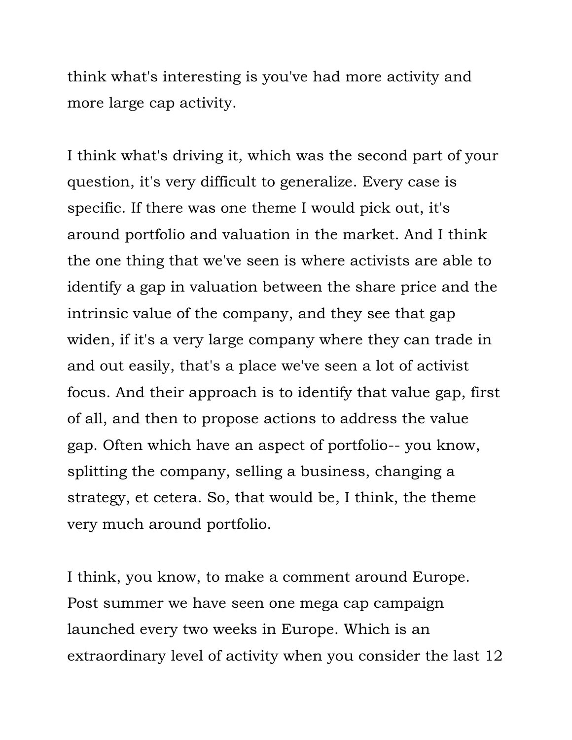think what's interesting is you've had more activity and more large cap activity.

I think what's driving it, which was the second part of your question, it's very difficult to generalize. Every case is specific. If there was one theme I would pick out, it's around portfolio and valuation in the market. And I think the one thing that we've seen is where activists are able to identify a gap in valuation between the share price and the intrinsic value of the company, and they see that gap widen, if it's a very large company where they can trade in and out easily, that's a place we've seen a lot of activist focus. And their approach is to identify that value gap, first of all, and then to propose actions to address the value gap. Often which have an aspect of portfolio-- you know, splitting the company, selling a business, changing a strategy, et cetera. So, that would be, I think, the theme very much around portfolio.

I think, you know, to make a comment around Europe. Post summer we have seen one mega cap campaign launched every two weeks in Europe. Which is an extraordinary level of activity when you consider the last 12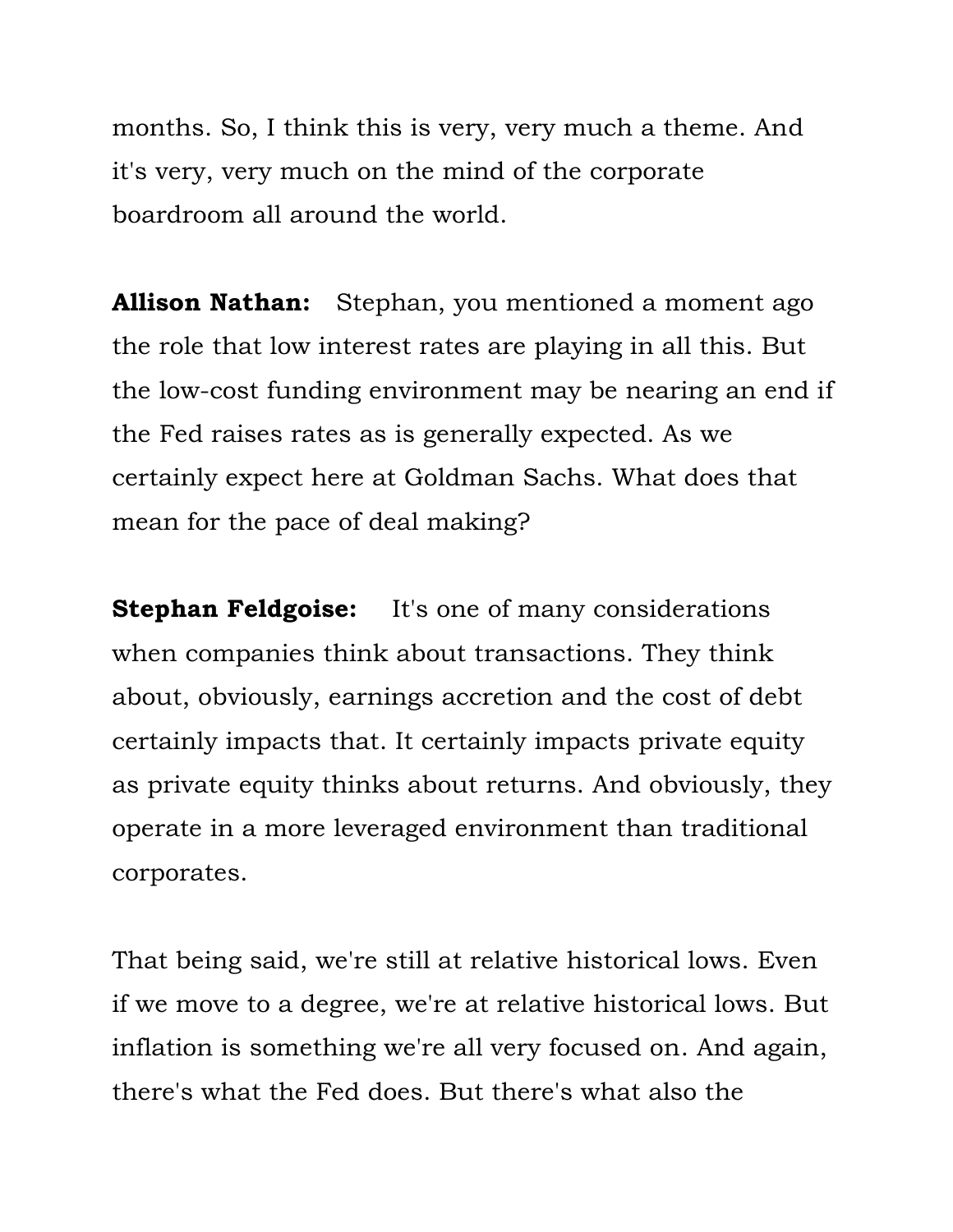months. So, I think this is very, very much a theme. And it's very, very much on the mind of the corporate boardroom all around the world.

**Allison Nathan:** Stephan, you mentioned a moment ago the role that low interest rates are playing in all this. But the low-cost funding environment may be nearing an end if the Fed raises rates as is generally expected. As we certainly expect here at Goldman Sachs. What does that mean for the pace of deal making?

**Stephan Feldgoise:** It's one of many considerations when companies think about transactions. They think about, obviously, earnings accretion and the cost of debt certainly impacts that. It certainly impacts private equity as private equity thinks about returns. And obviously, they operate in a more leveraged environment than traditional corporates.

That being said, we're still at relative historical lows. Even if we move to a degree, we're at relative historical lows. But inflation is something we're all very focused on. And again, there's what the Fed does. But there's what also the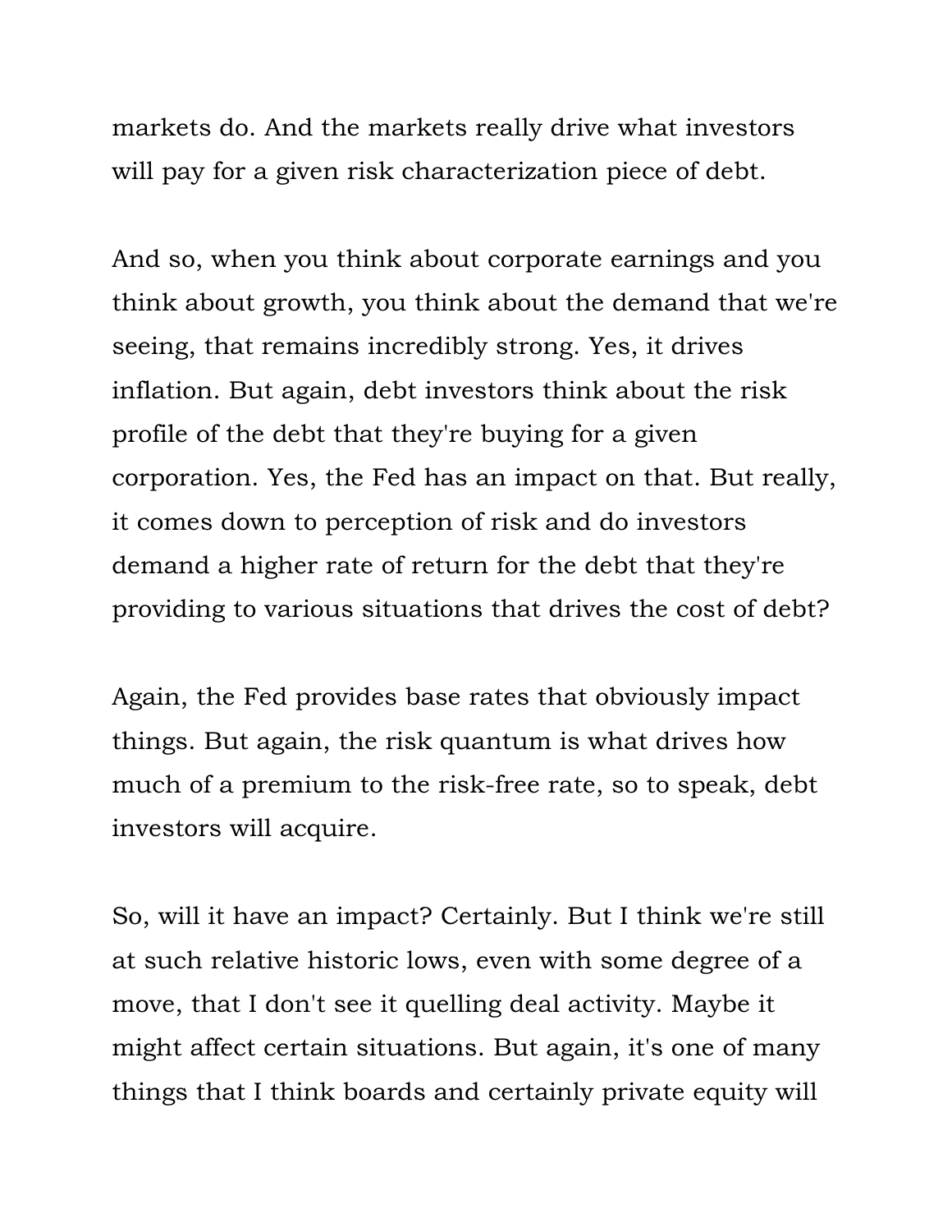markets do. And the markets really drive what investors will pay for a given risk characterization piece of debt.

And so, when you think about corporate earnings and you think about growth, you think about the demand that we're seeing, that remains incredibly strong. Yes, it drives inflation. But again, debt investors think about the risk profile of the debt that they're buying for a given corporation. Yes, the Fed has an impact on that. But really, it comes down to perception of risk and do investors demand a higher rate of return for the debt that they're providing to various situations that drives the cost of debt?

Again, the Fed provides base rates that obviously impact things. But again, the risk quantum is what drives how much of a premium to the risk-free rate, so to speak, debt investors will acquire.

So, will it have an impact? Certainly. But I think we're still at such relative historic lows, even with some degree of a move, that I don't see it quelling deal activity. Maybe it might affect certain situations. But again, it's one of many things that I think boards and certainly private equity will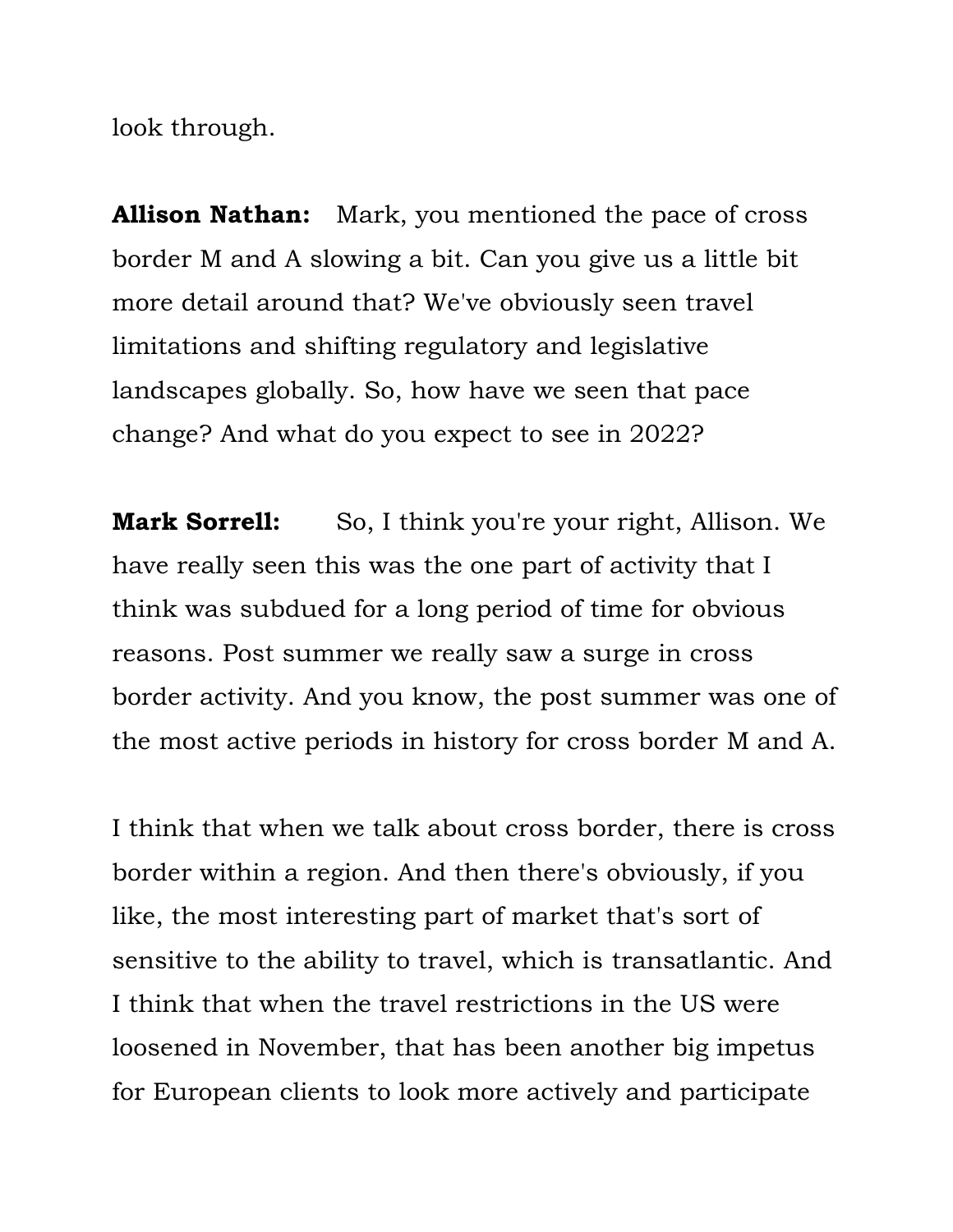look through.

**Allison Nathan:** Mark, you mentioned the pace of cross border M and A slowing a bit. Can you give us a little bit more detail around that? We've obviously seen travel limitations and shifting regulatory and legislative landscapes globally. So, how have we seen that pace change? And what do you expect to see in 2022?

**Mark Sorrell:** So, I think you're your right, Allison. We have really seen this was the one part of activity that I think was subdued for a long period of time for obvious reasons. Post summer we really saw a surge in cross border activity. And you know, the post summer was one of the most active periods in history for cross border M and A.

I think that when we talk about cross border, there is cross border within a region. And then there's obviously, if you like, the most interesting part of market that's sort of sensitive to the ability to travel, which is transatlantic. And I think that when the travel restrictions in the US were loosened in November, that has been another big impetus for European clients to look more actively and participate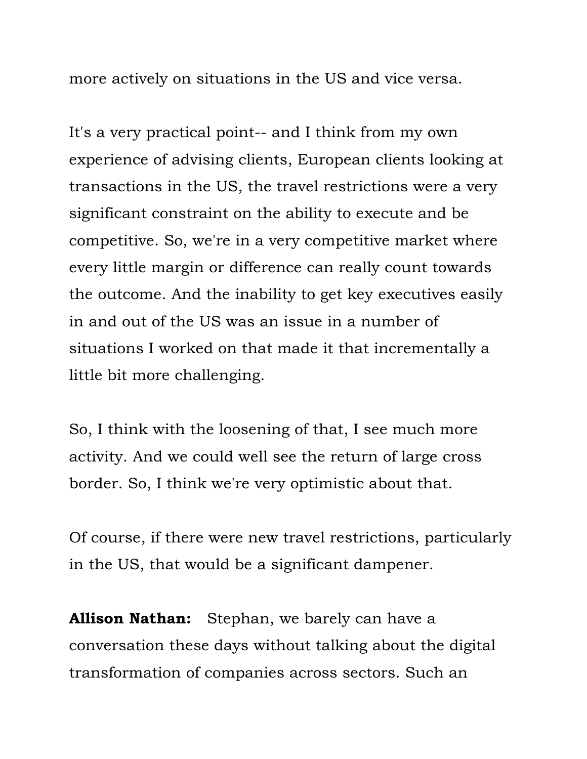more actively on situations in the US and vice versa.

It's a very practical point-- and I think from my own experience of advising clients, European clients looking at transactions in the US, the travel restrictions were a very significant constraint on the ability to execute and be competitive. So, we're in a very competitive market where every little margin or difference can really count towards the outcome. And the inability to get key executives easily in and out of the US was an issue in a number of situations I worked on that made it that incrementally a little bit more challenging.

So, I think with the loosening of that, I see much more activity. And we could well see the return of large cross border. So, I think we're very optimistic about that.

Of course, if there were new travel restrictions, particularly in the US, that would be a significant dampener.

**Allison Nathan:** Stephan, we barely can have a conversation these days without talking about the digital transformation of companies across sectors. Such an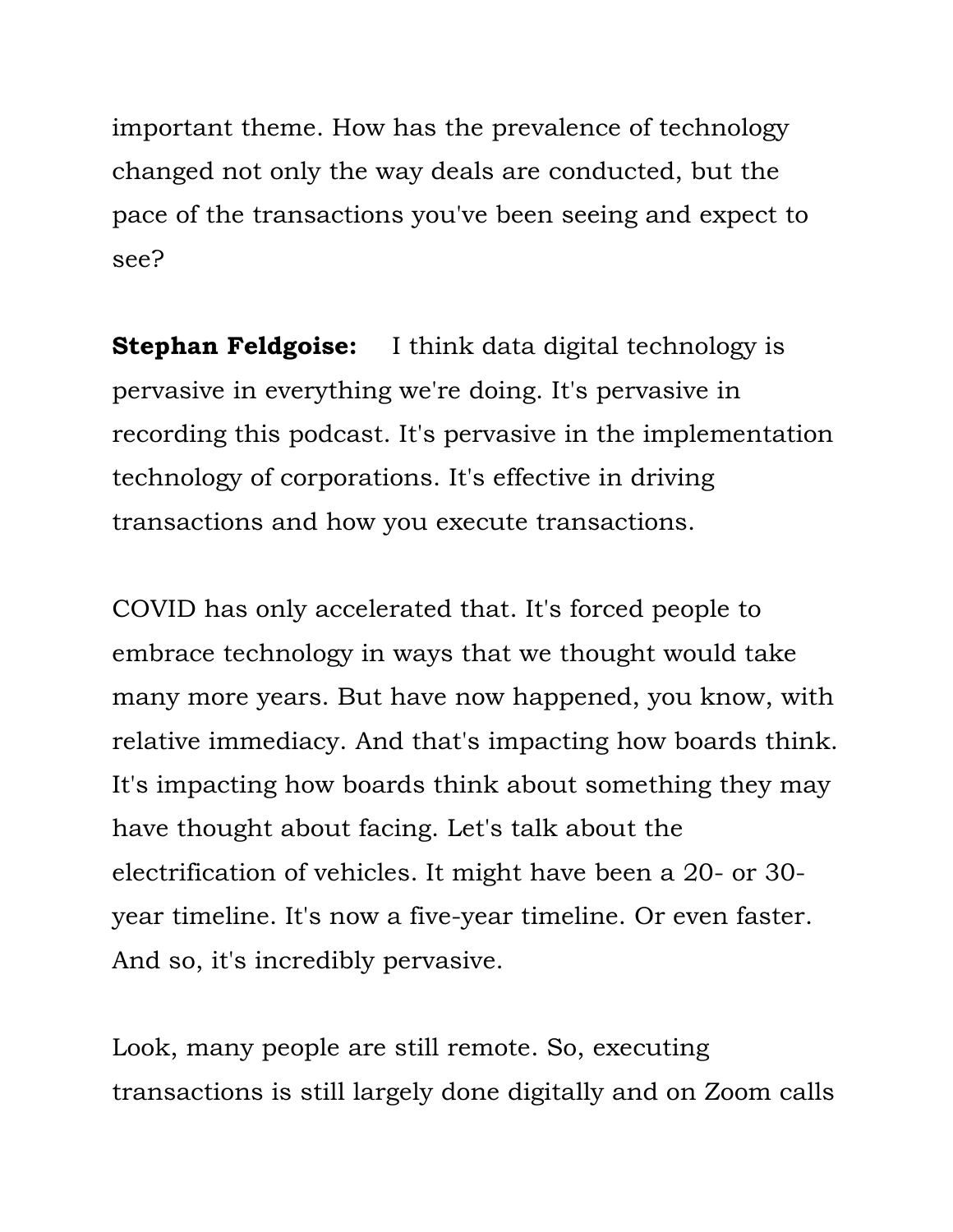important theme. How has the prevalence of technology changed not only the way deals are conducted, but the pace of the transactions you've been seeing and expect to see?

**Stephan Feldgoise:** I think data digital technology is pervasive in everything we're doing. It's pervasive in recording this podcast. It's pervasive in the implementation technology of corporations. It's effective in driving transactions and how you execute transactions.

COVID has only accelerated that. It's forced people to embrace technology in ways that we thought would take many more years. But have now happened, you know, with relative immediacy. And that's impacting how boards think. It's impacting how boards think about something they may have thought about facing. Let's talk about the electrification of vehicles. It might have been a 20- or 30-year timeline. It's now a five-year timeline. Or even faster. And so, it's incredibly pervasive.

Look, many people are still remote. So, executing transactions is still largely done digitally and on Zoom calls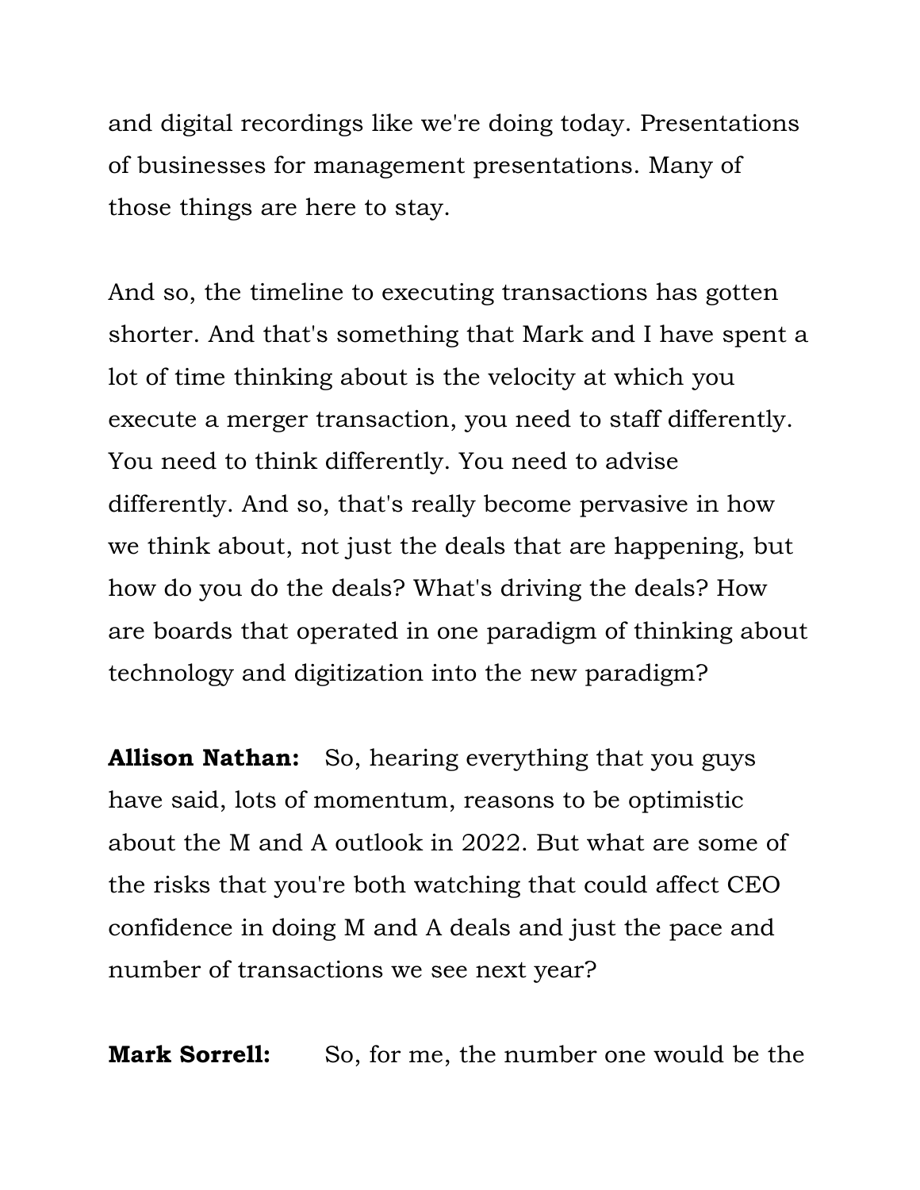and digital recordings like we're doing today. Presentations of businesses for management presentations. Many of those things are here to stay.

And so, the timeline to executing transactions has gotten shorter. And that's something that Mark and I have spent a lot of time thinking about is the velocity at which you execute a merger transaction, you need to staff differently. You need to think differently. You need to advise differently. And so, that's really become pervasive in how we think about, not just the deals that are happening, but how do you do the deals? What's driving the deals? How are boards that operated in one paradigm of thinking about technology and digitization into the new paradigm?

**Allison Nathan:** So, hearing everything that you guys have said, lots of momentum, reasons to be optimistic about the M and A outlook in 2022. But what are some of the risks that you're both watching that could affect CEO confidence in doing M and A deals and just the pace and number of transactions we see next year?

**Mark Sorrell:** So, for me, the number one would be the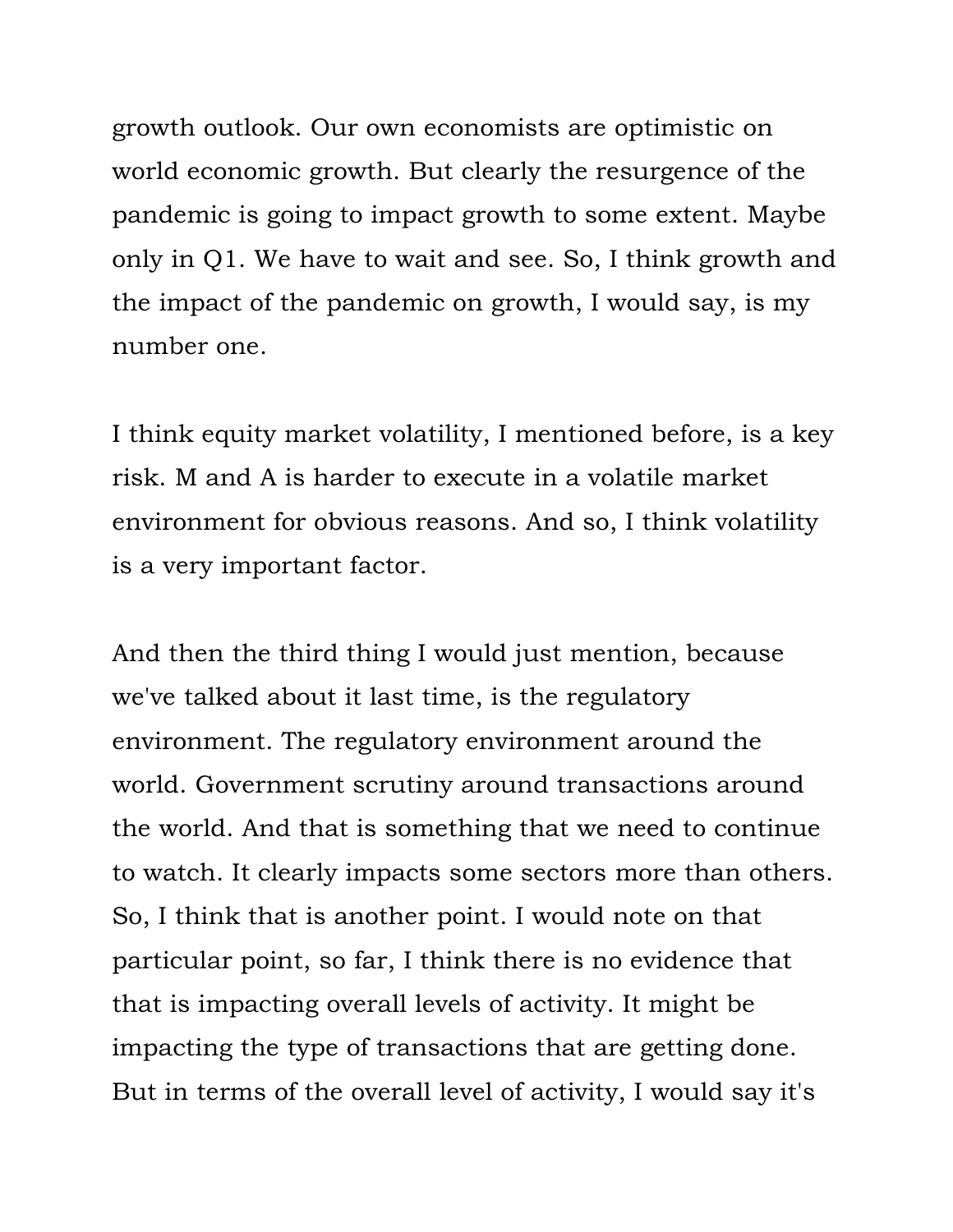growth outlook. Our own economists are optimistic on world economic growth. But clearly the resurgence of the pandemic is going to impact growth to some extent. Maybe only in Q1. We have to wait and see. So, I think growth and the impact of the pandemic on growth, I would say, is my number one.

I think equity market volatility, I mentioned before, is a key risk. M and A is harder to execute in a volatile market environment for obvious reasons. And so, I think volatility is a very important factor.

And then the third thing I would just mention, because we've talked about it last time, is the regulatory environment. The regulatory environment around the world. Government scrutiny around transactions around the world. And that is something that we need to continue to watch. It clearly impacts some sectors more than others. So, I think that is another point. I would note on that particular point, so far, I think there is no evidence that that is impacting overall levels of activity. It might be impacting the type of transactions that are getting done. But in terms of the overall level of activity, I would say it's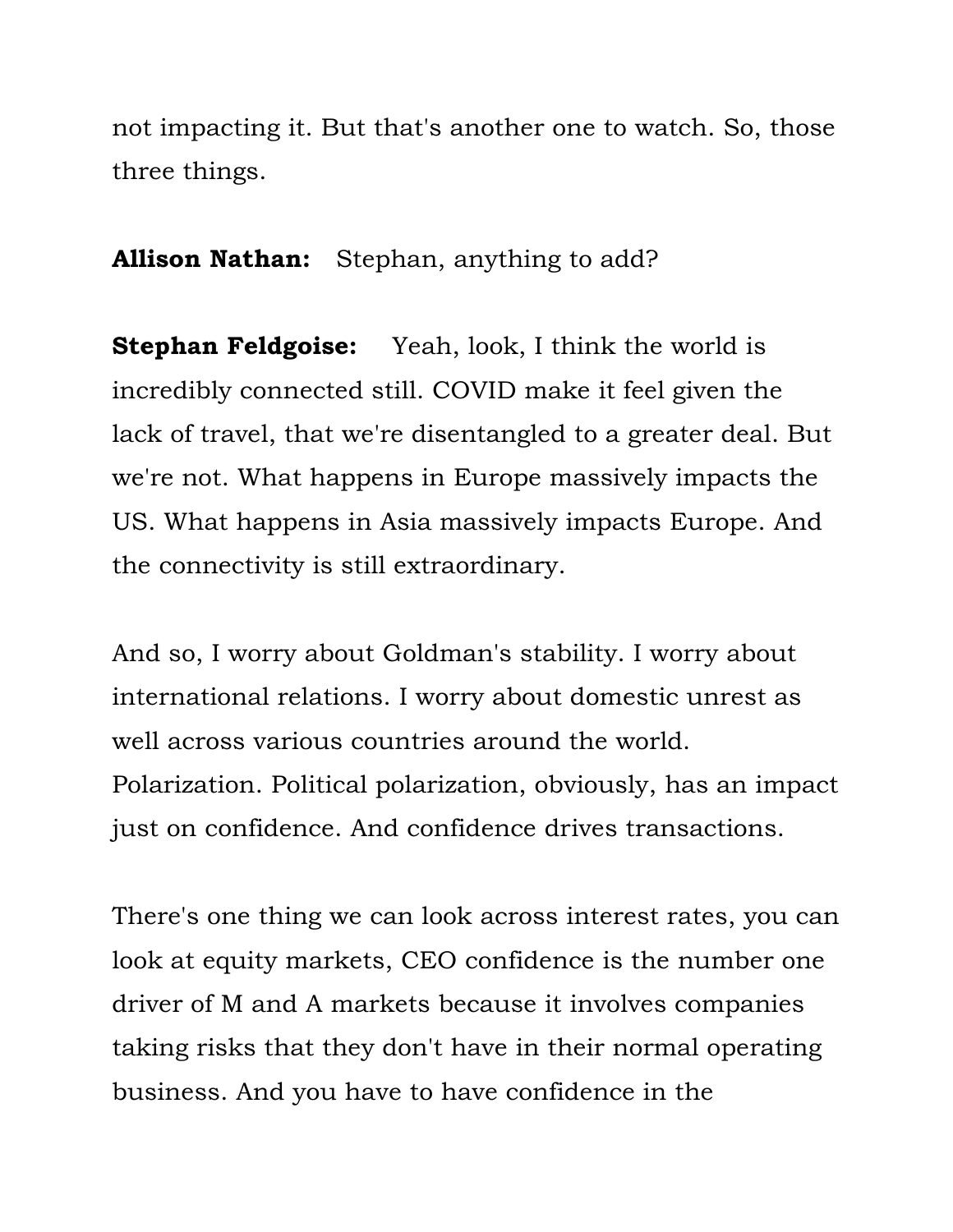not impacting it. But that's another one to watch. So, those three things.

**Allison Nathan:** Stephan, anything to add?

**Stephan Feldgoise:** Yeah, look, I think the world is incredibly connected still. COVID make it feel given the lack of travel, that we're disentangled to a greater deal. But we're not. What happens in Europe massively impacts the US. What happens in Asia massively impacts Europe. And the connectivity is still extraordinary.

And so, I worry about Goldman's stability. I worry about international relations. I worry about domestic unrest as well across various countries around the world. Polarization. Political polarization, obviously, has an impact just on confidence. And confidence drives transactions.

There's one thing we can look across interest rates, you can look at equity markets, CEO confidence is the number one driver of M and A markets because it involves companies taking risks that they don't have in their normal operating business. And you have to have confidence in the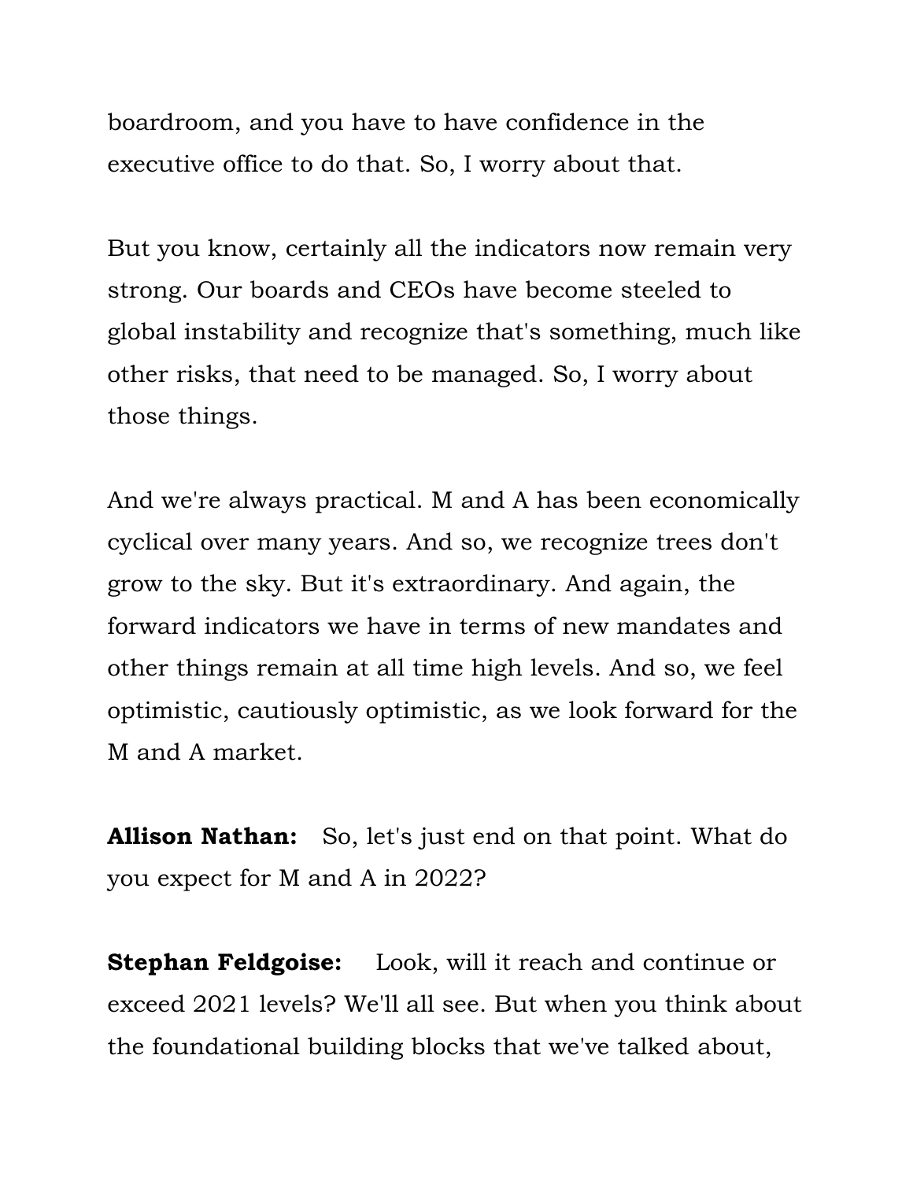boardroom, and you have to have confidence in the executive office to do that. So, I worry about that.

But you know, certainly all the indicators now remain very strong. Our boards and CEOs have become steeled to global instability and recognize that's something, much like other risks, that need to be managed. So, I worry about those things.

And we're always practical. M and A has been economically cyclical over many years. And so, we recognize trees don't grow to the sky. But it's extraordinary. And again, the forward indicators we have in terms of new mandates and other things remain at all time high levels. And so, we feel optimistic, cautiously optimistic, as we look forward for the M and A market.

**Allison Nathan:** So, let's just end on that point. What do you expect for M and A in 2022?

**Stephan Feldgoise:** Look, will it reach and continue or exceed 2021 levels? We'll all see. But when you think about the foundational building blocks that we've talked about,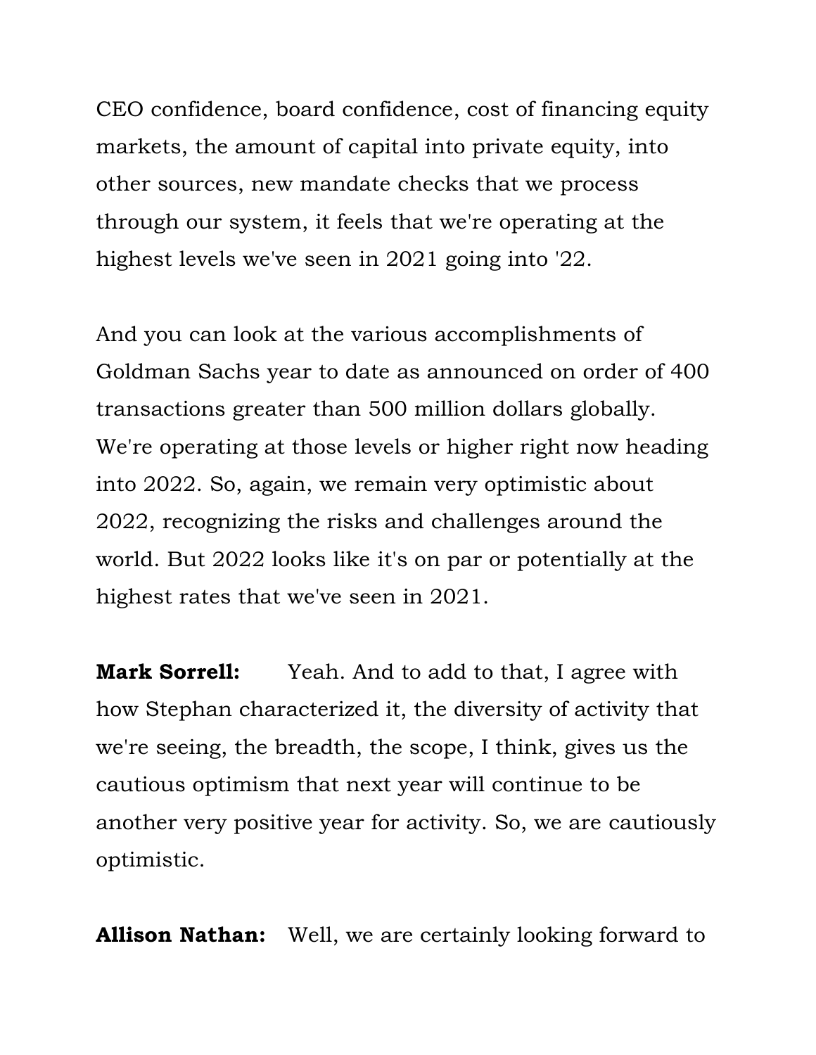CEO confidence, board confidence, cost of financing equity markets, the amount of capital into private equity, into other sources, new mandate checks that we process through our system, it feels that we're operating at the highest levels we've seen in 2021 going into '22.

And you can look at the various accomplishments of Goldman Sachs year to date as announced on order of 400 transactions greater than 500 million dollars globally. We're operating at those levels or higher right now heading into 2022. So, again, we remain very optimistic about 2022, recognizing the risks and challenges around the world. But 2022 looks like it's on par or potentially at the highest rates that we've seen in 2021.

**Mark Sorrell:** Yeah. And to add to that, I agree with how Stephan characterized it, the diversity of activity that we're seeing, the breadth, the scope, I think, gives us the cautious optimism that next year will continue to be another very positive year for activity. So, we are cautiously optimistic.

**Allison Nathan:** Well, we are certainly looking forward to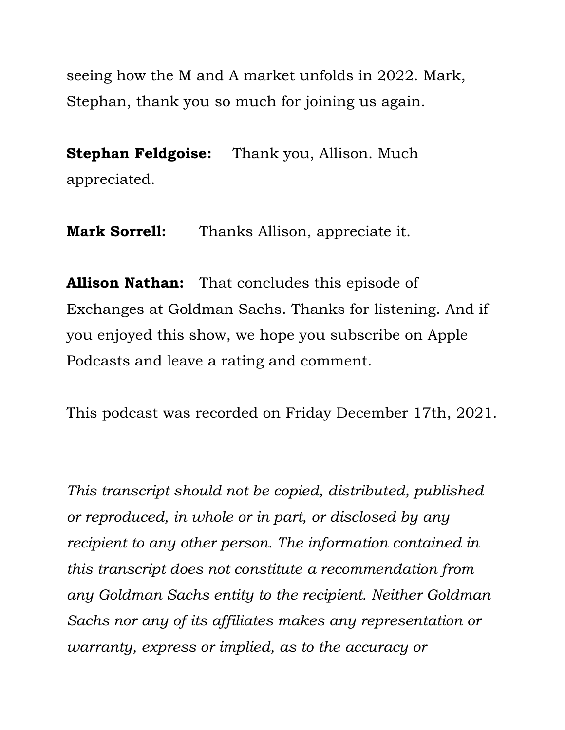seeing how the M and A market unfolds in 2022. Mark, Stephan, thank you so much for joining us again.

**Stephan Feldgoise:** Thank you, Allison. Much appreciated.

**Mark Sorrell:** Thanks Allison, appreciate it.

**Allison Nathan:** That concludes this episode of Exchanges at Goldman Sachs. Thanks for listening. And if you enjoyed this show, we hope you subscribe on Apple Podcasts and leave a rating and comment.

This podcast was recorded on Friday December 17th, 2021.

*This transcript should not be copied, distributed, published or reproduced, in whole or in part, or disclosed by any recipient to any other person. The information contained in this transcript does not constitute a recommendation from any Goldman Sachs entity to the recipient. Neither Goldman Sachs nor any of its affiliates makes any representation or warranty, express or implied, as to the accuracy or*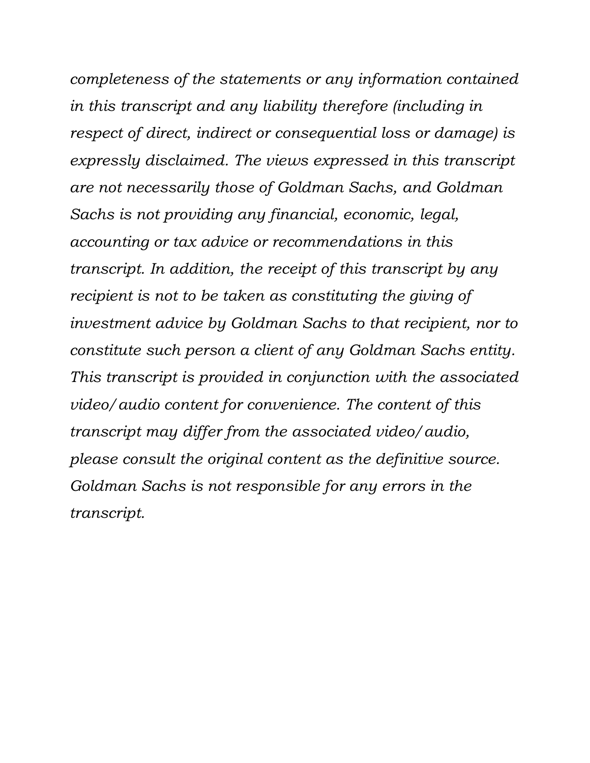*completeness of the statements or any information contained in this transcript and any liability therefore (including in respect of direct, indirect or consequential loss or damage) is expressly disclaimed. The views expressed in this transcript are not necessarily those of Goldman Sachs, and Goldman Sachs is not providing any financial, economic, legal, accounting or tax advice or recommendations in this transcript. In addition, the receipt of this transcript by any recipient is not to be taken as constituting the giving of investment advice by Goldman Sachs to that recipient, nor to constitute such person a client of any Goldman Sachs entity. This transcript is provided in conjunction with the associated video/audio content for convenience. The content of this transcript may differ from the associated video/audio, please consult the original content as the definitive source. Goldman Sachs is not responsible for any errors in the transcript.*